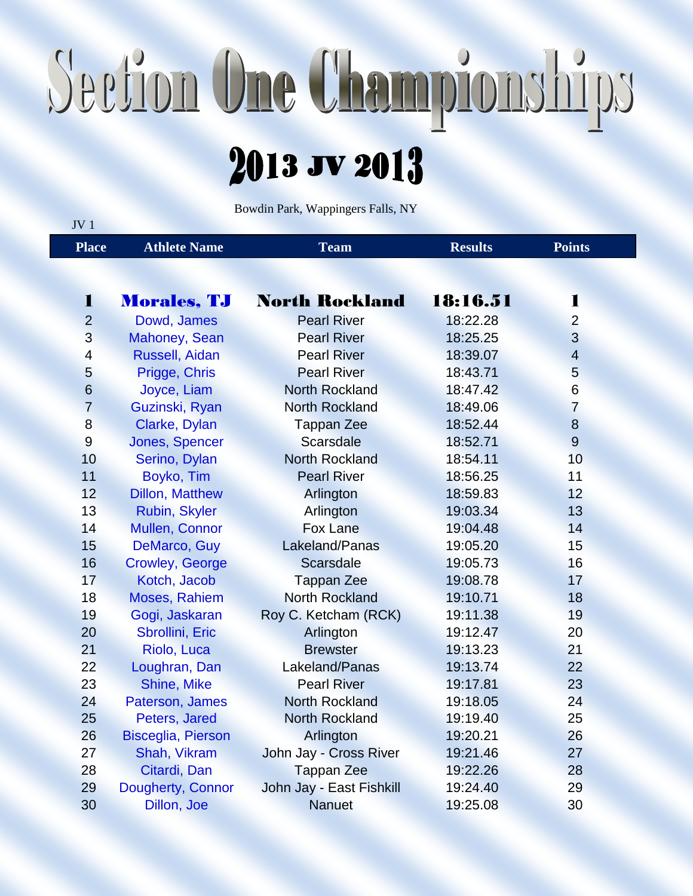# Section One Championships

## 2013 JV 2013

Bowdin Park, Wappingers Falls, NY

JV 1

| Place | Athlete Name | Team | Results | Points |
|---|---|---|---|---|
| **1** | **Morales, TJ** | **North Rockland** | **18:16.51** | **1** |
| 2 | Dowd, James | Pearl River | 18:22.28 | 2 |
| 3 | Mahoney, Sean | Pearl River | 18:25.25 | 3 |
| 4 | Russell, Aidan | Pearl River | 18:39.07 | 4 |
| 5 | Prigge, Chris | Pearl River | 18:43.71 | 5 |
| 6 | Joyce, Liam | North Rockland | 18:47.42 | 6 |
| 7 | Guzinski, Ryan | North Rockland | 18:49.06 | 7 |
| 8 | Clarke, Dylan | Tappan Zee | 18:52.44 | 8 |
| 9 | Jones, Spencer | Scarsdale | 18:52.71 | 9 |
| 10 | Serino, Dylan | North Rockland | 18:54.11 | 10 |
| 11 | Boyko, Tim | Pearl River | 18:56.25 | 11 |
| 12 | Dillon, Matthew | Arlington | 18:59.83 | 12 |
| 13 | Rubin, Skyler | Arlington | 19:03.34 | 13 |
| 14 | Mullen, Connor | Fox Lane | 19:04.48 | 14 |
| 15 | DeMarco, Guy | Lakeland/Panas | 19:05.20 | 15 |
| 16 | Crowley, George | Scarsdale | 19:05.73 | 16 |
| 17 | Kotch, Jacob | Tappan Zee | 19:08.78 | 17 |
| 18 | Moses, Rahiem | North Rockland | 19:10.71 | 18 |
| 19 | Gogi, Jaskaran | Roy C. Ketcham (RCK) | 19:11.38 | 19 |
| 20 | Sbrollini, Eric | Arlington | 19:12.47 | 20 |
| 21 | Riolo, Luca | Brewster | 19:13.23 | 21 |
| 22 | Loughran, Dan | Lakeland/Panas | 19:13.74 | 22 |
| 23 | Shine, Mike | Pearl River | 19:17.81 | 23 |
| 24 | Paterson, James | North Rockland | 19:18.05 | 24 |
| 25 | Peters, Jared | North Rockland | 19:19.40 | 25 |
| 26 | Bisceglia, Pierson | Arlington | 19:20.21 | 26 |
| 27 | Shah, Vikram | John Jay - Cross River | 19:21.46 | 27 |
| 28 | Citardi, Dan | Tappan Zee | 19:22.26 | 28 |
| 29 | Dougherty, Connor | John Jay - East Fishkill | 19:24.40 | 29 |
| 30 | Dillon, Joe | Nanuet | 19:25.08 | 30 |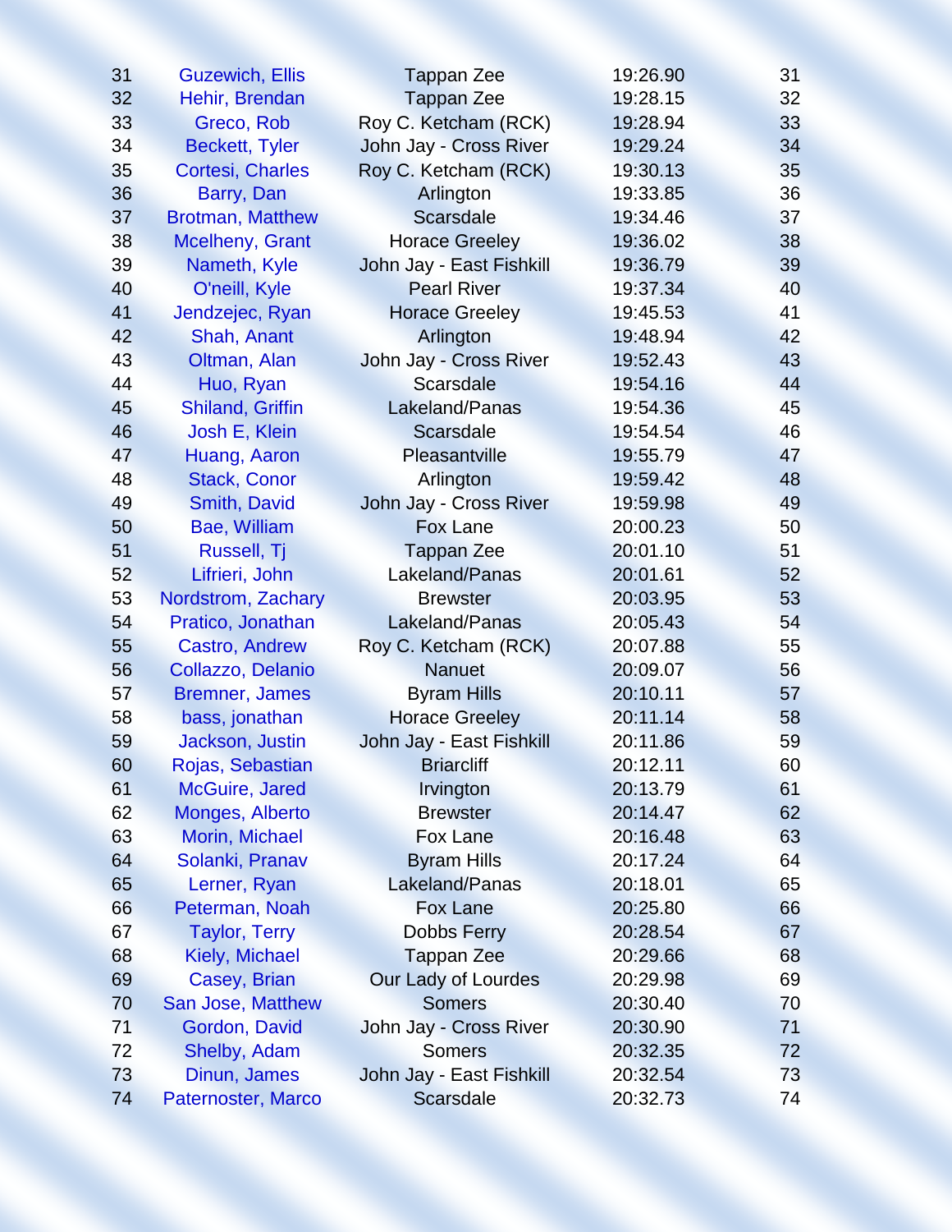| | | | | |
|---|---|---|---|---|
| 31 | Guzewich, Ellis | Tappan Zee | 19:26.90 | 31 |
| 32 | Hehir, Brendan | Tappan Zee | 19:28.15 | 32 |
| 33 | Greco, Rob | Roy C. Ketcham (RCK) | 19:28.94 | 33 |
| 34 | Beckett, Tyler | John Jay - Cross River | 19:29.24 | 34 |
| 35 | Cortesi, Charles | Roy C. Ketcham (RCK) | 19:30.13 | 35 |
| 36 | Barry, Dan | Arlington | 19:33.85 | 36 |
| 37 | Brotman, Matthew | Scarsdale | 19:34.46 | 37 |
| 38 | Mcelheny, Grant | Horace Greeley | 19:36.02 | 38 |
| 39 | Nameth, Kyle | John Jay - East Fishkill | 19:36.79 | 39 |
| 40 | O'neill, Kyle | Pearl River | 19:37.34 | 40 |
| 41 | Jendzejec, Ryan | Horace Greeley | 19:45.53 | 41 |
| 42 | Shah, Anant | Arlington | 19:48.94 | 42 |
| 43 | Oltman, Alan | John Jay - Cross River | 19:52.43 | 43 |
| 44 | Huo, Ryan | Scarsdale | 19:54.16 | 44 |
| 45 | Shiland, Griffin | Lakeland/Panas | 19:54.36 | 45 |
| 46 | Josh E, Klein | Scarsdale | 19:54.54 | 46 |
| 47 | Huang, Aaron | Pleasantville | 19:55.79 | 47 |
| 48 | Stack, Conor | Arlington | 19:59.42 | 48 |
| 49 | Smith, David | John Jay - Cross River | 19:59.98 | 49 |
| 50 | Bae, William | Fox Lane | 20:00.23 | 50 |
| 51 | Russell, Tj | Tappan Zee | 20:01.10 | 51 |
| 52 | Lifrieri, John | Lakeland/Panas | 20:01.61 | 52 |
| 53 | Nordstrom, Zachary | Brewster | 20:03.95 | 53 |
| 54 | Pratico, Jonathan | Lakeland/Panas | 20:05.43 | 54 |
| 55 | Castro, Andrew | Roy C. Ketcham (RCK) | 20:07.88 | 55 |
| 56 | Collazzo, Delanio | Nanuet | 20:09.07 | 56 |
| 57 | Bremner, James | Byram Hills | 20:10.11 | 57 |
| 58 | bass, jonathan | Horace Greeley | 20:11.14 | 58 |
| 59 | Jackson, Justin | John Jay - East Fishkill | 20:11.86 | 59 |
| 60 | Rojas, Sebastian | Briarcliff | 20:12.11 | 60 |
| 61 | McGuire, Jared | Irvington | 20:13.79 | 61 |
| 62 | Monges, Alberto | Brewster | 20:14.47 | 62 |
| 63 | Morin, Michael | Fox Lane | 20:16.48 | 63 |
| 64 | Solanki, Pranav | Byram Hills | 20:17.24 | 64 |
| 65 | Lerner, Ryan | Lakeland/Panas | 20:18.01 | 65 |
| 66 | Peterman, Noah | Fox Lane | 20:25.80 | 66 |
| 67 | Taylor, Terry | Dobbs Ferry | 20:28.54 | 67 |
| 68 | Kiely, Michael | Tappan Zee | 20:29.66 | 68 |
| 69 | Casey, Brian | Our Lady of Lourdes | 20:29.98 | 69 |
| 70 | San Jose, Matthew | Somers | 20:30.40 | 70 |
| 71 | Gordon, David | John Jay - Cross River | 20:30.90 | 71 |
| 72 | Shelby, Adam | Somers | 20:32.35 | 72 |
| 73 | Dinun, James | John Jay - East Fishkill | 20:32.54 | 73 |
| 74 | Paternoster, Marco | Scarsdale | 20:32.73 | 74 |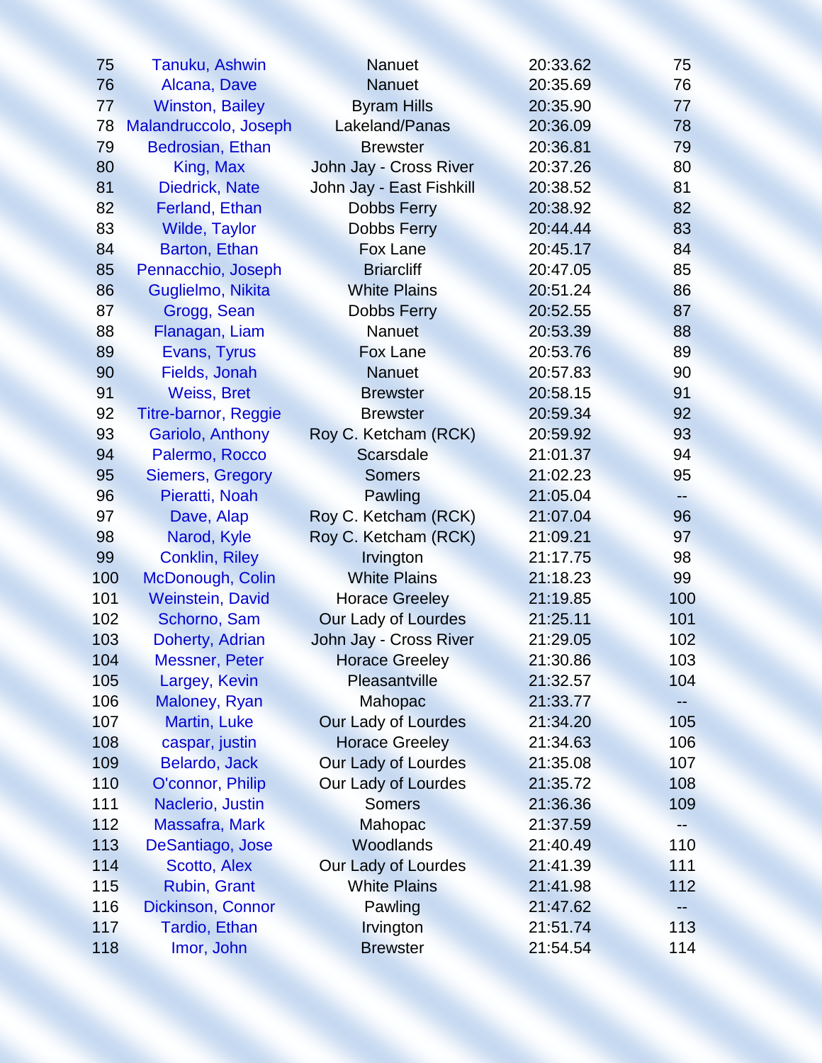| | | | | |
|---|---|---|---|---|
| 75 | Tanuku, Ashwin | Nanuet | 20:33.62 | 75 |
| 76 | Alcana, Dave | Nanuet | 20:35.69 | 76 |
| 77 | Winston, Bailey | Byram Hills | 20:35.90 | 77 |
| 78 | Malandruccolo, Joseph | Lakeland/Panas | 20:36.09 | 78 |
| 79 | Bedrosian, Ethan | Brewster | 20:36.81 | 79 |
| 80 | King, Max | John Jay - Cross River | 20:37.26 | 80 |
| 81 | Diedrick, Nate | John Jay - East Fishkill | 20:38.52 | 81 |
| 82 | Ferland, Ethan | Dobbs Ferry | 20:38.92 | 82 |
| 83 | Wilde, Taylor | Dobbs Ferry | 20:44.44 | 83 |
| 84 | Barton, Ethan | Fox Lane | 20:45.17 | 84 |
| 85 | Pennacchio, Joseph | Briarcliff | 20:47.05 | 85 |
| 86 | Guglielmo, Nikita | White Plains | 20:51.24 | 86 |
| 87 | Grogg, Sean | Dobbs Ferry | 20:52.55 | 87 |
| 88 | Flanagan, Liam | Nanuet | 20:53.39 | 88 |
| 89 | Evans, Tyrus | Fox Lane | 20:53.76 | 89 |
| 90 | Fields, Jonah | Nanuet | 20:57.83 | 90 |
| 91 | Weiss, Bret | Brewster | 20:58.15 | 91 |
| 92 | Titre-barnor, Reggie | Brewster | 20:59.34 | 92 |
| 93 | Gariolo, Anthony | Roy C. Ketcham (RCK) | 20:59.92 | 93 |
| 94 | Palermo, Rocco | Scarsdale | 21:01.37 | 94 |
| 95 | Siemers, Gregory | Somers | 21:02.23 | 95 |
| 96 | Pieratti, Noah | Pawling | 21:05.04 | -- |
| 97 | Dave, Alap | Roy C. Ketcham (RCK) | 21:07.04 | 96 |
| 98 | Narod, Kyle | Roy C. Ketcham (RCK) | 21:09.21 | 97 |
| 99 | Conklin, Riley | Irvington | 21:17.75 | 98 |
| 100 | McDonough, Colin | White Plains | 21:18.23 | 99 |
| 101 | Weinstein, David | Horace Greeley | 21:19.85 | 100 |
| 102 | Schorno, Sam | Our Lady of Lourdes | 21:25.11 | 101 |
| 103 | Doherty, Adrian | John Jay - Cross River | 21:29.05 | 102 |
| 104 | Messner, Peter | Horace Greeley | 21:30.86 | 103 |
| 105 | Largey, Kevin | Pleasantville | 21:32.57 | 104 |
| 106 | Maloney, Ryan | Mahopac | 21:33.77 | -- |
| 107 | Martin, Luke | Our Lady of Lourdes | 21:34.20 | 105 |
| 108 | caspar, justin | Horace Greeley | 21:34.63 | 106 |
| 109 | Belardo, Jack | Our Lady of Lourdes | 21:35.08 | 107 |
| 110 | O'connor, Philip | Our Lady of Lourdes | 21:35.72 | 108 |
| 111 | Naclerio, Justin | Somers | 21:36.36 | 109 |
| 112 | Massafra, Mark | Mahopac | 21:37.59 | -- |
| 113 | DeSantiago, Jose | Woodlands | 21:40.49 | 110 |
| 114 | Scotto, Alex | Our Lady of Lourdes | 21:41.39 | 111 |
| 115 | Rubin, Grant | White Plains | 21:41.98 | 112 |
| 116 | Dickinson, Connor | Pawling | 21:47.62 | -- |
| 117 | Tardio, Ethan | Irvington | 21:51.74 | 113 |
| 118 | Imor, John | Brewster | 21:54.54 | 114 |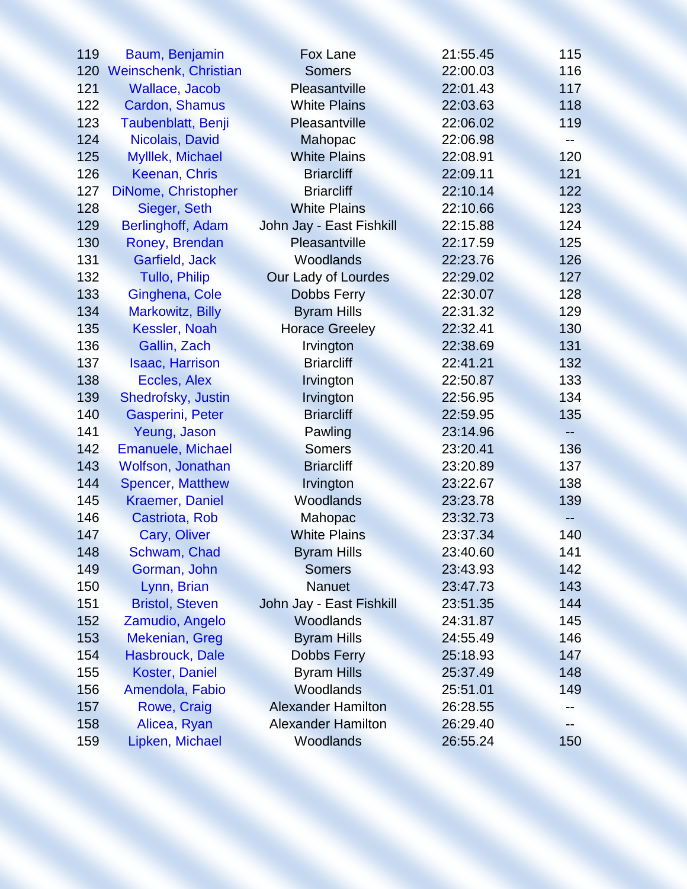| | | | | |
|---|---|---|---|---|
| 119 | Baum, Benjamin | Fox Lane | 21:55.45 | 115 |
| 120 | Weinschenk, Christian | Somers | 22:00.03 | 116 |
| 121 | Wallace, Jacob | Pleasantville | 22:01.43 | 117 |
| 122 | Cardon, Shamus | White Plains | 22:03.63 | 118 |
| 123 | Taubenblatt, Benji | Pleasantville | 22:06.02 | 119 |
| 124 | Nicolais, David | Mahopac | 22:06.98 | -- |
| 125 | Mylllek, Michael | White Plains | 22:08.91 | 120 |
| 126 | Keenan, Chris | Briarcliff | 22:09.11 | 121 |
| 127 | DiNome, Christopher | Briarcliff | 22:10.14 | 122 |
| 128 | Sieger, Seth | White Plains | 22:10.66 | 123 |
| 129 | Berlinghoff, Adam | John Jay - East Fishkill | 22:15.88 | 124 |
| 130 | Roney, Brendan | Pleasantville | 22:17.59 | 125 |
| 131 | Garfield, Jack | Woodlands | 22:23.76 | 126 |
| 132 | Tullo, Philip | Our Lady of Lourdes | 22:29.02 | 127 |
| 133 | Ginghena, Cole | Dobbs Ferry | 22:30.07 | 128 |
| 134 | Markowitz, Billy | Byram Hills | 22:31.32 | 129 |
| 135 | Kessler, Noah | Horace Greeley | 22:32.41 | 130 |
| 136 | Gallin, Zach | Irvington | 22:38.69 | 131 |
| 137 | Isaac, Harrison | Briarcliff | 22:41.21 | 132 |
| 138 | Eccles, Alex | Irvington | 22:50.87 | 133 |
| 139 | Shedrofsky, Justin | Irvington | 22:56.95 | 134 |
| 140 | Gasperini, Peter | Briarcliff | 22:59.95 | 135 |
| 141 | Yeung, Jason | Pawling | 23:14.96 | -- |
| 142 | Emanuele, Michael | Somers | 23:20.41 | 136 |
| 143 | Wolfson, Jonathan | Briarcliff | 23:20.89 | 137 |
| 144 | Spencer, Matthew | Irvington | 23:22.67 | 138 |
| 145 | Kraemer, Daniel | Woodlands | 23:23.78 | 139 |
| 146 | Castriota, Rob | Mahopac | 23:32.73 | -- |
| 147 | Cary, Oliver | White Plains | 23:37.34 | 140 |
| 148 | Schwam, Chad | Byram Hills | 23:40.60 | 141 |
| 149 | Gorman, John | Somers | 23:43.93 | 142 |
| 150 | Lynn, Brian | Nanuet | 23:47.73 | 143 |
| 151 | Bristol, Steven | John Jay - East Fishkill | 23:51.35 | 144 |
| 152 | Zamudio, Angelo | Woodlands | 24:31.87 | 145 |
| 153 | Mekenian, Greg | Byram Hills | 24:55.49 | 146 |
| 154 | Hasbrouck, Dale | Dobbs Ferry | 25:18.93 | 147 |
| 155 | Koster, Daniel | Byram Hills | 25:37.49 | 148 |
| 156 | Amendola, Fabio | Woodlands | 25:51.01 | 149 |
| 157 | Rowe, Craig | Alexander Hamilton | 26:28.55 | -- |
| 158 | Alicea, Ryan | Alexander Hamilton | 26:29.40 | -- |
| 159 | Lipken, Michael | Woodlands | 26:55.24 | 150 |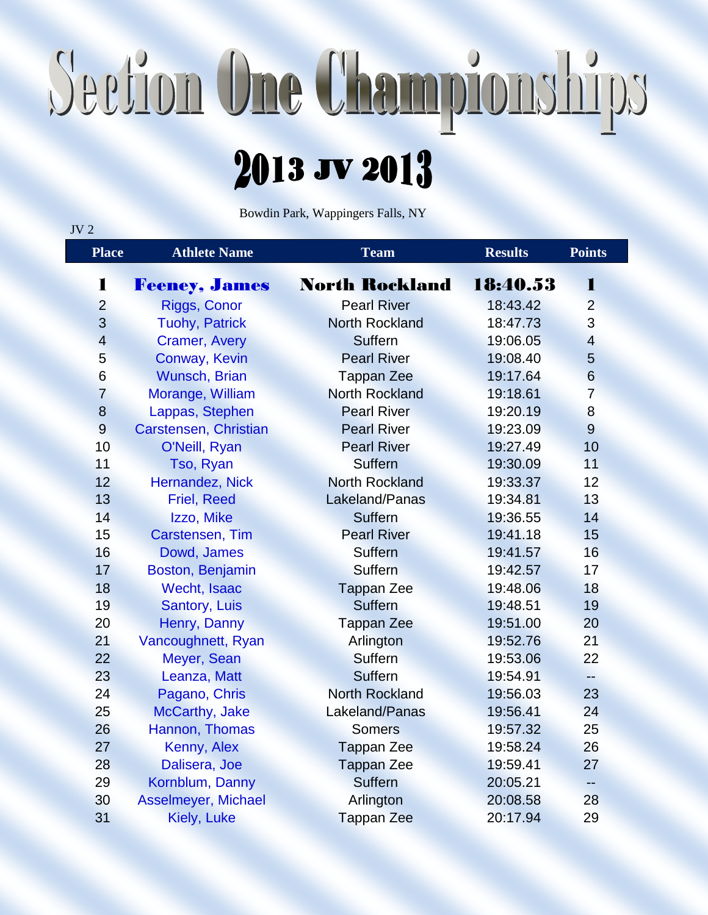# Section One Championships

## 2013 JV 2013

Bowdin Park, Wappingers Falls, NY

JV 2

| Place | Athlete Name | Team | Results | Points |
|---|---|---|---|---|
| **1** | **Feeney, James** | **North Rockland** | **18:40.53** | **1** |
| 2 | Riggs, Conor | Pearl River | 18:43.42 | 2 |
| 3 | Tuohy, Patrick | North Rockland | 18:47.73 | 3 |
| 4 | Cramer, Avery | Suffern | 19:06.05 | 4 |
| 5 | Conway, Kevin | Pearl River | 19:08.40 | 5 |
| 6 | Wunsch, Brian | Tappan Zee | 19:17.64 | 6 |
| 7 | Morange, William | North Rockland | 19:18.61 | 7 |
| 8 | Lappas, Stephen | Pearl River | 19:20.19 | 8 |
| 9 | Carstensen, Christian | Pearl River | 19:23.09 | 9 |
| 10 | O'Neill, Ryan | Pearl River | 19:27.49 | 10 |
| 11 | Tso, Ryan | Suffern | 19:30.09 | 11 |
| 12 | Hernandez, Nick | North Rockland | 19:33.37 | 12 |
| 13 | Friel, Reed | Lakeland/Panas | 19:34.81 | 13 |
| 14 | Izzo, Mike | Suffern | 19:36.55 | 14 |
| 15 | Carstensen, Tim | Pearl River | 19:41.18 | 15 |
| 16 | Dowd, James | Suffern | 19:41.57 | 16 |
| 17 | Boston, Benjamin | Suffern | 19:42.57 | 17 |
| 18 | Wecht, Isaac | Tappan Zee | 19:48.06 | 18 |
| 19 | Santory, Luis | Suffern | 19:48.51 | 19 |
| 20 | Henry, Danny | Tappan Zee | 19:51.00 | 20 |
| 21 | Vancoughnett, Ryan | Arlington | 19:52.76 | 21 |
| 22 | Meyer, Sean | Suffern | 19:53.06 | 22 |
| 23 | Leanza, Matt | Suffern | 19:54.91 | -- |
| 24 | Pagano, Chris | North Rockland | 19:56.03 | 23 |
| 25 | McCarthy, Jake | Lakeland/Panas | 19:56.41 | 24 |
| 26 | Hannon, Thomas | Somers | 19:57.32 | 25 |
| 27 | Kenny, Alex | Tappan Zee | 19:58.24 | 26 |
| 28 | Dalisera, Joe | Tappan Zee | 19:59.41 | 27 |
| 29 | Kornblum, Danny | Suffern | 20:05.21 | -- |
| 30 | Asselmeyer, Michael | Arlington | 20:08.58 | 28 |
| 31 | Kiely, Luke | Tappan Zee | 20:17.94 | 29 |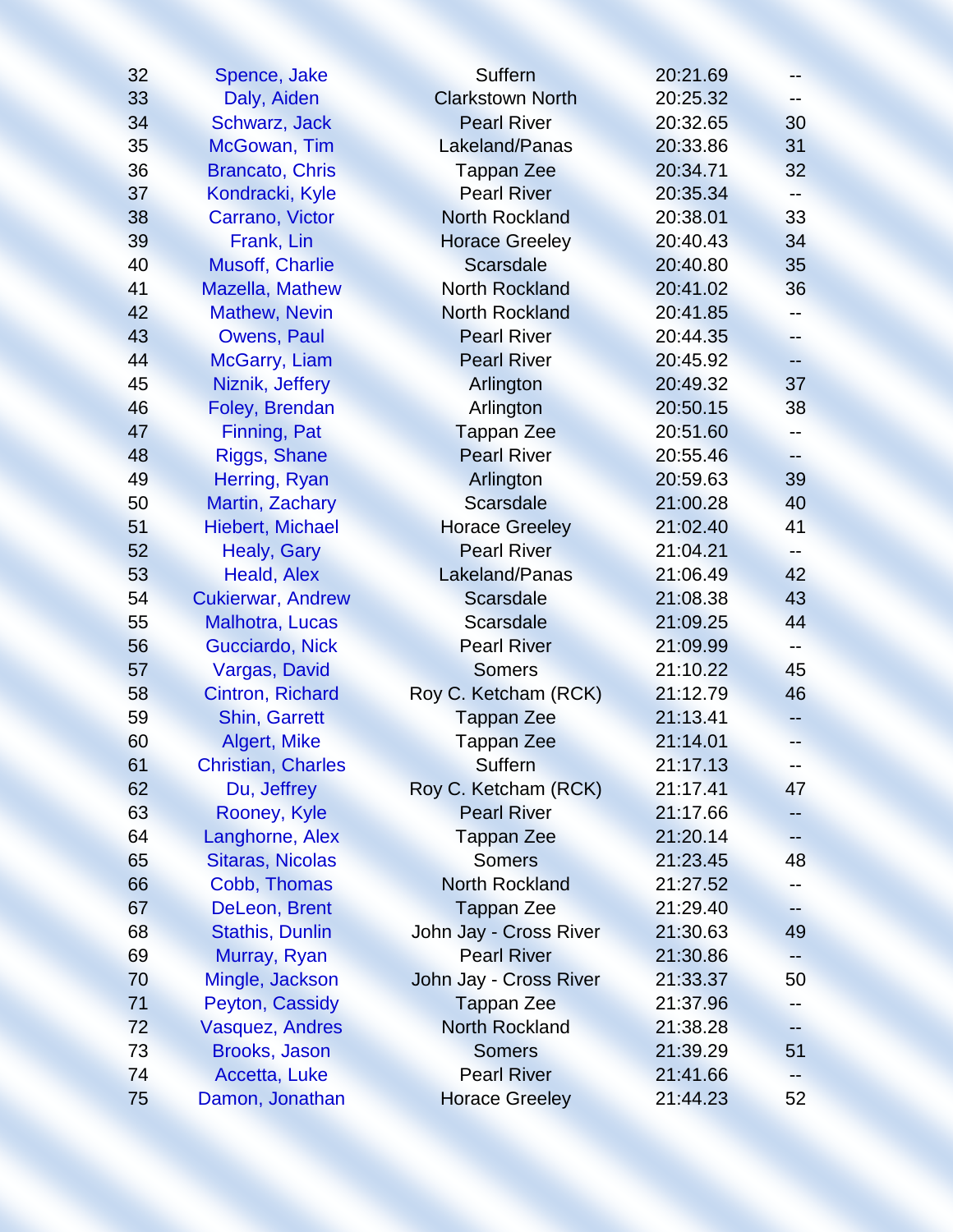| | | | | |
|---|---|---|---|---|
| 32 | Spence, Jake | Suffern | 20:21.69 | -- |
| 33 | Daly, Aiden | Clarkstown North | 20:25.32 | -- |
| 34 | Schwarz, Jack | Pearl River | 20:32.65 | 30 |
| 35 | McGowan, Tim | Lakeland/Panas | 20:33.86 | 31 |
| 36 | Brancato, Chris | Tappan Zee | 20:34.71 | 32 |
| 37 | Kondracki, Kyle | Pearl River | 20:35.34 | -- |
| 38 | Carrano, Victor | North Rockland | 20:38.01 | 33 |
| 39 | Frank, Lin | Horace Greeley | 20:40.43 | 34 |
| 40 | Musoff, Charlie | Scarsdale | 20:40.80 | 35 |
| 41 | Mazella, Mathew | North Rockland | 20:41.02 | 36 |
| 42 | Mathew, Nevin | North Rockland | 20:41.85 | -- |
| 43 | Owens, Paul | Pearl River | 20:44.35 | -- |
| 44 | McGarry, Liam | Pearl River | 20:45.92 | -- |
| 45 | Niznik, Jeffery | Arlington | 20:49.32 | 37 |
| 46 | Foley, Brendan | Arlington | 20:50.15 | 38 |
| 47 | Finning, Pat | Tappan Zee | 20:51.60 | -- |
| 48 | Riggs, Shane | Pearl River | 20:55.46 | -- |
| 49 | Herring, Ryan | Arlington | 20:59.63 | 39 |
| 50 | Martin, Zachary | Scarsdale | 21:00.28 | 40 |
| 51 | Hiebert, Michael | Horace Greeley | 21:02.40 | 41 |
| 52 | Healy, Gary | Pearl River | 21:04.21 | -- |
| 53 | Heald, Alex | Lakeland/Panas | 21:06.49 | 42 |
| 54 | Cukierwar, Andrew | Scarsdale | 21:08.38 | 43 |
| 55 | Malhotra, Lucas | Scarsdale | 21:09.25 | 44 |
| 56 | Gucciardo, Nick | Pearl River | 21:09.99 | -- |
| 57 | Vargas, David | Somers | 21:10.22 | 45 |
| 58 | Cintron, Richard | Roy C. Ketcham (RCK) | 21:12.79 | 46 |
| 59 | Shin, Garrett | Tappan Zee | 21:13.41 | -- |
| 60 | Algert, Mike | Tappan Zee | 21:14.01 | -- |
| 61 | Christian, Charles | Suffern | 21:17.13 | -- |
| 62 | Du, Jeffrey | Roy C. Ketcham (RCK) | 21:17.41 | 47 |
| 63 | Rooney, Kyle | Pearl River | 21:17.66 | -- |
| 64 | Langhorne, Alex | Tappan Zee | 21:20.14 | -- |
| 65 | Sitaras, Nicolas | Somers | 21:23.45 | 48 |
| 66 | Cobb, Thomas | North Rockland | 21:27.52 | -- |
| 67 | DeLeon, Brent | Tappan Zee | 21:29.40 | -- |
| 68 | Stathis, Dunlin | John Jay - Cross River | 21:30.63 | 49 |
| 69 | Murray, Ryan | Pearl River | 21:30.86 | -- |
| 70 | Mingle, Jackson | John Jay - Cross River | 21:33.37 | 50 |
| 71 | Peyton, Cassidy | Tappan Zee | 21:37.96 | -- |
| 72 | Vasquez, Andres | North Rockland | 21:38.28 | -- |
| 73 | Brooks, Jason | Somers | 21:39.29 | 51 |
| 74 | Accetta, Luke | Pearl River | 21:41.66 | -- |
| 75 | Damon, Jonathan | Horace Greeley | 21:44.23 | 52 |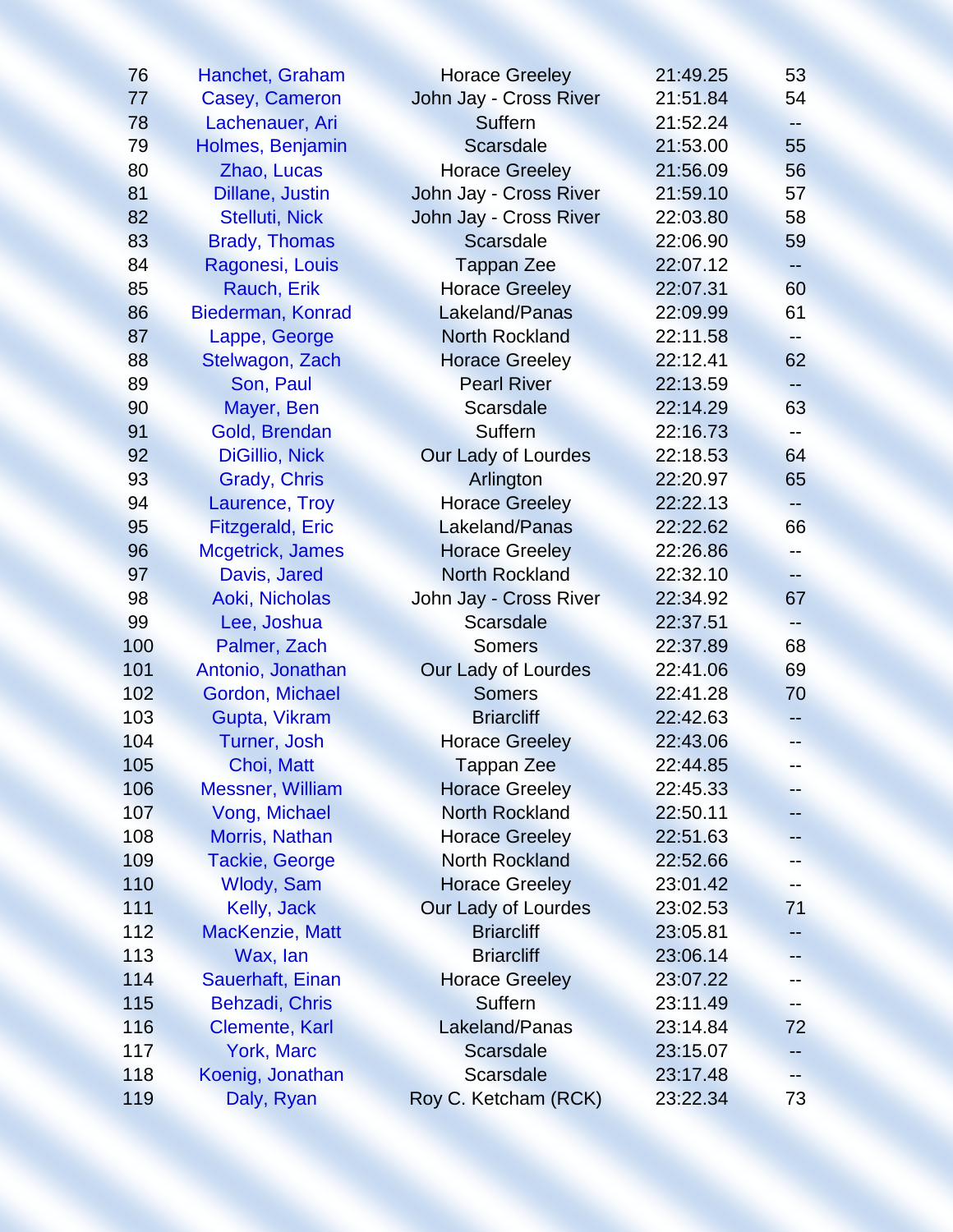| | | | | |
|---|---|---|---|---|
| 76 | Hanchet, Graham | Horace Greeley | 21:49.25 | 53 |
| 77 | Casey, Cameron | John Jay - Cross River | 21:51.84 | 54 |
| 78 | Lachenauer, Ari | Suffern | 21:52.24 | -- |
| 79 | Holmes, Benjamin | Scarsdale | 21:53.00 | 55 |
| 80 | Zhao, Lucas | Horace Greeley | 21:56.09 | 56 |
| 81 | Dillane, Justin | John Jay - Cross River | 21:59.10 | 57 |
| 82 | Stelluti, Nick | John Jay - Cross River | 22:03.80 | 58 |
| 83 | Brady, Thomas | Scarsdale | 22:06.90 | 59 |
| 84 | Ragonesi, Louis | Tappan Zee | 22:07.12 | -- |
| 85 | Rauch, Erik | Horace Greeley | 22:07.31 | 60 |
| 86 | Biederman, Konrad | Lakeland/Panas | 22:09.99 | 61 |
| 87 | Lappe, George | North Rockland | 22:11.58 | -- |
| 88 | Stelwagon, Zach | Horace Greeley | 22:12.41 | 62 |
| 89 | Son, Paul | Pearl River | 22:13.59 | -- |
| 90 | Mayer, Ben | Scarsdale | 22:14.29 | 63 |
| 91 | Gold, Brendan | Suffern | 22:16.73 | -- |
| 92 | DiGillio, Nick | Our Lady of Lourdes | 22:18.53 | 64 |
| 93 | Grady, Chris | Arlington | 22:20.97 | 65 |
| 94 | Laurence, Troy | Horace Greeley | 22:22.13 | -- |
| 95 | Fitzgerald, Eric | Lakeland/Panas | 22:22.62 | 66 |
| 96 | Mcgetrick, James | Horace Greeley | 22:26.86 | -- |
| 97 | Davis, Jared | North Rockland | 22:32.10 | -- |
| 98 | Aoki, Nicholas | John Jay - Cross River | 22:34.92 | 67 |
| 99 | Lee, Joshua | Scarsdale | 22:37.51 | -- |
| 100 | Palmer, Zach | Somers | 22:37.89 | 68 |
| 101 | Antonio, Jonathan | Our Lady of Lourdes | 22:41.06 | 69 |
| 102 | Gordon, Michael | Somers | 22:41.28 | 70 |
| 103 | Gupta, Vikram | Briarcliff | 22:42.63 | -- |
| 104 | Turner, Josh | Horace Greeley | 22:43.06 | -- |
| 105 | Choi, Matt | Tappan Zee | 22:44.85 | -- |
| 106 | Messner, William | Horace Greeley | 22:45.33 | -- |
| 107 | Vong, Michael | North Rockland | 22:50.11 | -- |
| 108 | Morris, Nathan | Horace Greeley | 22:51.63 | -- |
| 109 | Tackie, George | North Rockland | 22:52.66 | -- |
| 110 | Wlody, Sam | Horace Greeley | 23:01.42 | -- |
| 111 | Kelly, Jack | Our Lady of Lourdes | 23:02.53 | 71 |
| 112 | MacKenzie, Matt | Briarcliff | 23:05.81 | -- |
| 113 | Wax, Ian | Briarcliff | 23:06.14 | -- |
| 114 | Sauerhaft, Einan | Horace Greeley | 23:07.22 | -- |
| 115 | Behzadi, Chris | Suffern | 23:11.49 | -- |
| 116 | Clemente, Karl | Lakeland/Panas | 23:14.84 | 72 |
| 117 | York, Marc | Scarsdale | 23:15.07 | -- |
| 118 | Koenig, Jonathan | Scarsdale | 23:17.48 | -- |
| 119 | Daly, Ryan | Roy C. Ketcham (RCK) | 23:22.34 | 73 |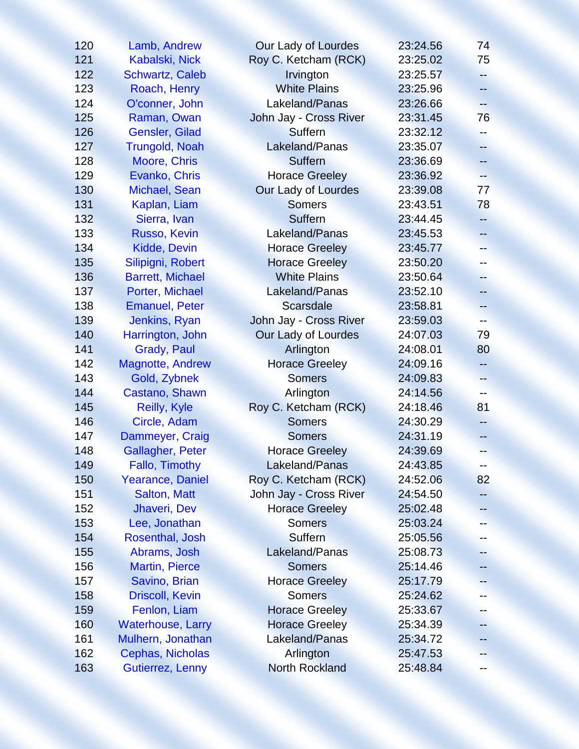| | | | | |
|---|---|---|---|---|
| 120 | Lamb, Andrew | Our Lady of Lourdes | 23:24.56 | 74 |
| 121 | Kabalski, Nick | Roy C. Ketcham (RCK) | 23:25.02 | 75 |
| 122 | Schwartz, Caleb | Irvington | 23:25.57 | -- |
| 123 | Roach, Henry | White Plains | 23:25.96 | -- |
| 124 | O'conner, John | Lakeland/Panas | 23:26.66 | -- |
| 125 | Raman, Owan | John Jay - Cross River | 23:31.45 | 76 |
| 126 | Gensler, Gilad | Suffern | 23:32.12 | -- |
| 127 | Trungold, Noah | Lakeland/Panas | 23:35.07 | -- |
| 128 | Moore, Chris | Suffern | 23:36.69 | -- |
| 129 | Evanko, Chris | Horace Greeley | 23:36.92 | -- |
| 130 | Michael, Sean | Our Lady of Lourdes | 23:39.08 | 77 |
| 131 | Kaplan, Liam | Somers | 23:43.51 | 78 |
| 132 | Sierra, Ivan | Suffern | 23:44.45 | -- |
| 133 | Russo, Kevin | Lakeland/Panas | 23:45.53 | -- |
| 134 | Kidde, Devin | Horace Greeley | 23:45.77 | -- |
| 135 | Silipigni, Robert | Horace Greeley | 23:50.20 | -- |
| 136 | Barrett, Michael | White Plains | 23:50.64 | -- |
| 137 | Porter, Michael | Lakeland/Panas | 23:52.10 | -- |
| 138 | Emanuel, Peter | Scarsdale | 23:58.81 | -- |
| 139 | Jenkins, Ryan | John Jay - Cross River | 23:59.03 | -- |
| 140 | Harrington, John | Our Lady of Lourdes | 24:07.03 | 79 |
| 141 | Grady, Paul | Arlington | 24:08.01 | 80 |
| 142 | Magnotte, Andrew | Horace Greeley | 24:09.16 | -- |
| 143 | Gold, Zybnek | Somers | 24:09.83 | -- |
| 144 | Castano, Shawn | Arlington | 24:14.56 | -- |
| 145 | Reilly, Kyle | Roy C. Ketcham (RCK) | 24:18.46 | 81 |
| 146 | Circle, Adam | Somers | 24:30.29 | -- |
| 147 | Dammeyer, Craig | Somers | 24:31.19 | -- |
| 148 | Gallagher, Peter | Horace Greeley | 24:39.69 | -- |
| 149 | Fallo, Timothy | Lakeland/Panas | 24:43.85 | -- |
| 150 | Yearance, Daniel | Roy C. Ketcham (RCK) | 24:52.06 | 82 |
| 151 | Salton, Matt | John Jay - Cross River | 24:54.50 | -- |
| 152 | Jhaveri, Dev | Horace Greeley | 25:02.48 | -- |
| 153 | Lee, Jonathan | Somers | 25:03.24 | -- |
| 154 | Rosenthal, Josh | Suffern | 25:05.56 | -- |
| 155 | Abrams, Josh | Lakeland/Panas | 25:08.73 | -- |
| 156 | Martin, Pierce | Somers | 25:14.46 | -- |
| 157 | Savino, Brian | Horace Greeley | 25:17.79 | -- |
| 158 | Driscoll, Kevin | Somers | 25:24.62 | -- |
| 159 | Fenlon, Liam | Horace Greeley | 25:33.67 | -- |
| 160 | Waterhouse, Larry | Horace Greeley | 25:34.39 | -- |
| 161 | Mulhern, Jonathan | Lakeland/Panas | 25:34.72 | -- |
| 162 | Cephas, Nicholas | Arlington | 25:47.53 | -- |
| 163 | Gutierrez, Lenny | North Rockland | 25:48.84 | -- |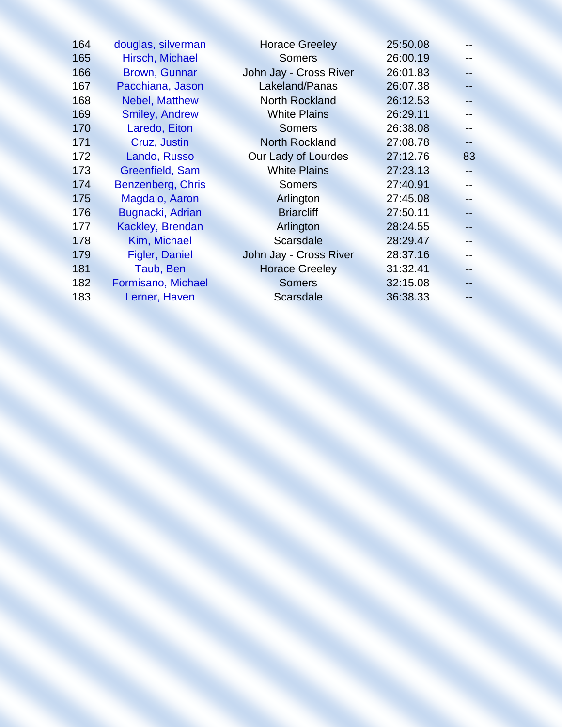| | | | | |
|---|---|---|---|---|
| 164 | douglas, silverman | Horace Greeley | 25:50.08 | -- |
| 165 | Hirsch, Michael | Somers | 26:00.19 | -- |
| 166 | Brown, Gunnar | John Jay - Cross River | 26:01.83 | -- |
| 167 | Pacchiana, Jason | Lakeland/Panas | 26:07.38 | -- |
| 168 | Nebel, Matthew | North Rockland | 26:12.53 | -- |
| 169 | Smiley, Andrew | White Plains | 26:29.11 | -- |
| 170 | Laredo, Eiton | Somers | 26:38.08 | -- |
| 171 | Cruz, Justin | North Rockland | 27:08.78 | -- |
| 172 | Lando, Russo | Our Lady of Lourdes | 27:12.76 | 83 |
| 173 | Greenfield, Sam | White Plains | 27:23.13 | -- |
| 174 | Benzenberg, Chris | Somers | 27:40.91 | -- |
| 175 | Magdalo, Aaron | Arlington | 27:45.08 | -- |
| 176 | Bugnacki, Adrian | Briarcliff | 27:50.11 | -- |
| 177 | Kackley, Brendan | Arlington | 28:24.55 | -- |
| 178 | Kim, Michael | Scarsdale | 28:29.47 | -- |
| 179 | Figler, Daniel | John Jay - Cross River | 28:37.16 | -- |
| 181 | Taub, Ben | Horace Greeley | 31:32.41 | -- |
| 182 | Formisano, Michael | Somers | 32:15.08 | -- |
| 183 | Lerner, Haven | Scarsdale | 36:38.33 | -- |